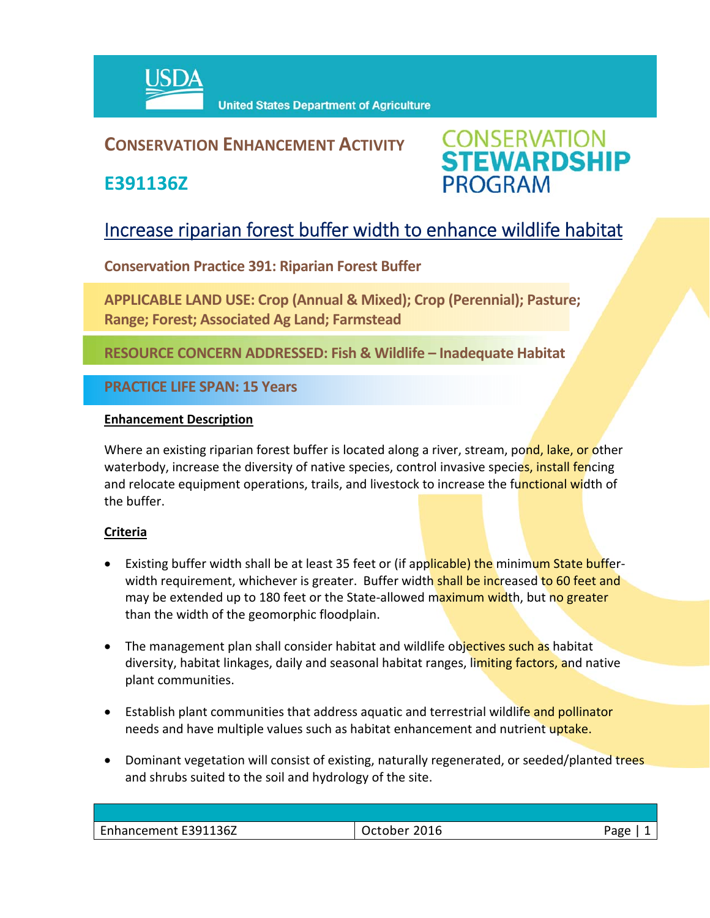USDA United States Department of Agriculture

# CONSERVATION ENHANCEMENT ACTIVITY

# E391136Z

CONSERVATION STEWARDSHIP PROGRAM

## Increase riparian forest buffer width to enhance wildlife habitat

**Conservation Practice 391: Riparian Forest Buffer**

**APPLICABLE LAND USE: Crop (Annual & Mixed); Crop (Perennial); Pasture; Range; Forest; Associated Ag Land; Farmstead**

**RESOURCE CONCERN ADDRESSED: Fish & Wildlife – Inadequate Habitat**

**PRACTICE LIFE SPAN: 15 Years**

### Enhancement Description

Where an existing riparian forest buffer is located along a river, stream, pond, lake, or other waterbody, increase the diversity of native species, control invasive species, install fencing and relocate equipment operations, trails, and livestock to increase the functional width of the buffer.

### Criteria

- Existing buffer width shall be at least 35 feet or (if applicable) the minimum State buffer-width requirement, whichever is greater. Buffer width shall be increased to 60 feet and may be extended up to 180 feet or the State-allowed maximum width, but no greater than the width of the geomorphic floodplain.

- The management plan shall consider habitat and wildlife objectives such as habitat diversity, habitat linkages, daily and seasonal habitat ranges, limiting factors, and native plant communities.

- Establish plant communities that address aquatic and terrestrial wildlife and pollinator needs and have multiple values such as habitat enhancement and nutrient uptake.

- Dominant vegetation will consist of existing, naturally regenerated, or seeded/planted trees and shrubs suited to the soil and hydrology of the site.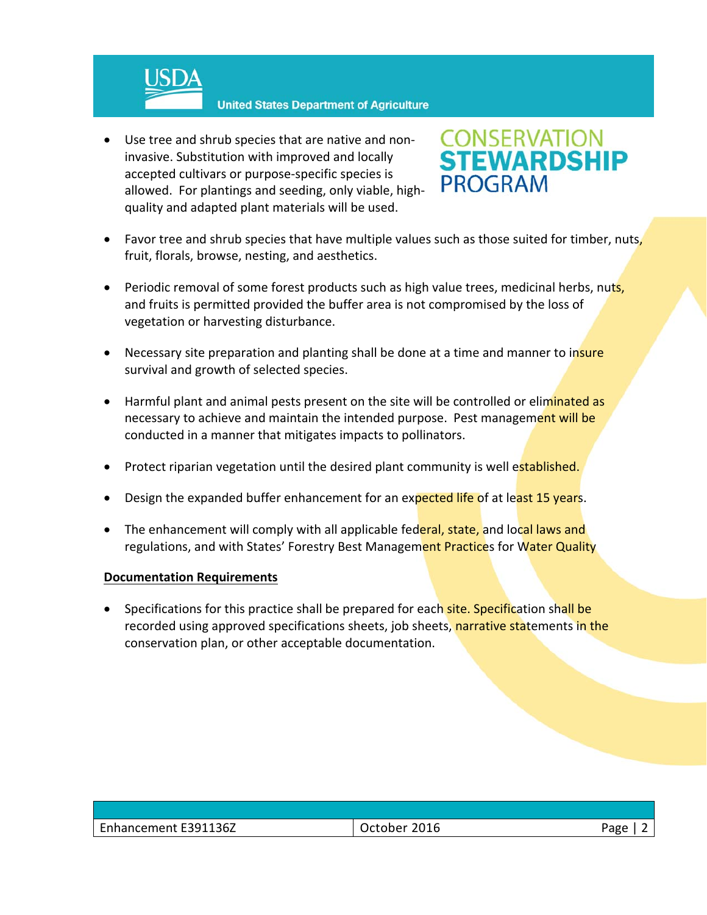- Use tree and shrub species that are native and non-invasive. Substitution with improved and locally accepted cultivars or purpose-specific species is allowed. For plantings and seeding, only viable, high-quality and adapted plant materials will be used.

- Favor tree and shrub species that have multiple values such as those suited for timber, nuts, fruit, florals, browse, nesting, and aesthetics.

- Periodic removal of some forest products such as high value trees, medicinal herbs, nuts, and fruits is permitted provided the buffer area is not compromised by the loss of vegetation or harvesting disturbance.

- Necessary site preparation and planting shall be done at a time and manner to insure survival and growth of selected species.

- Harmful plant and animal pests present on the site will be controlled or eliminated as necessary to achieve and maintain the intended purpose. Pest management will be conducted in a manner that mitigates impacts to pollinators.

- Protect riparian vegetation until the desired plant community is well established.

- Design the expanded buffer enhancement for an expected life of at least 15 years.

- The enhancement will comply with all applicable federal, state, and local laws and regulations, and with States' Forestry Best Management Practices for Water Quality

**Documentation Requirements**

- Specifications for this practice shall be prepared for each site. Specification shall be recorded using approved specifications sheets, job sheets, narrative statements in the conservation plan, or other acceptable documentation.